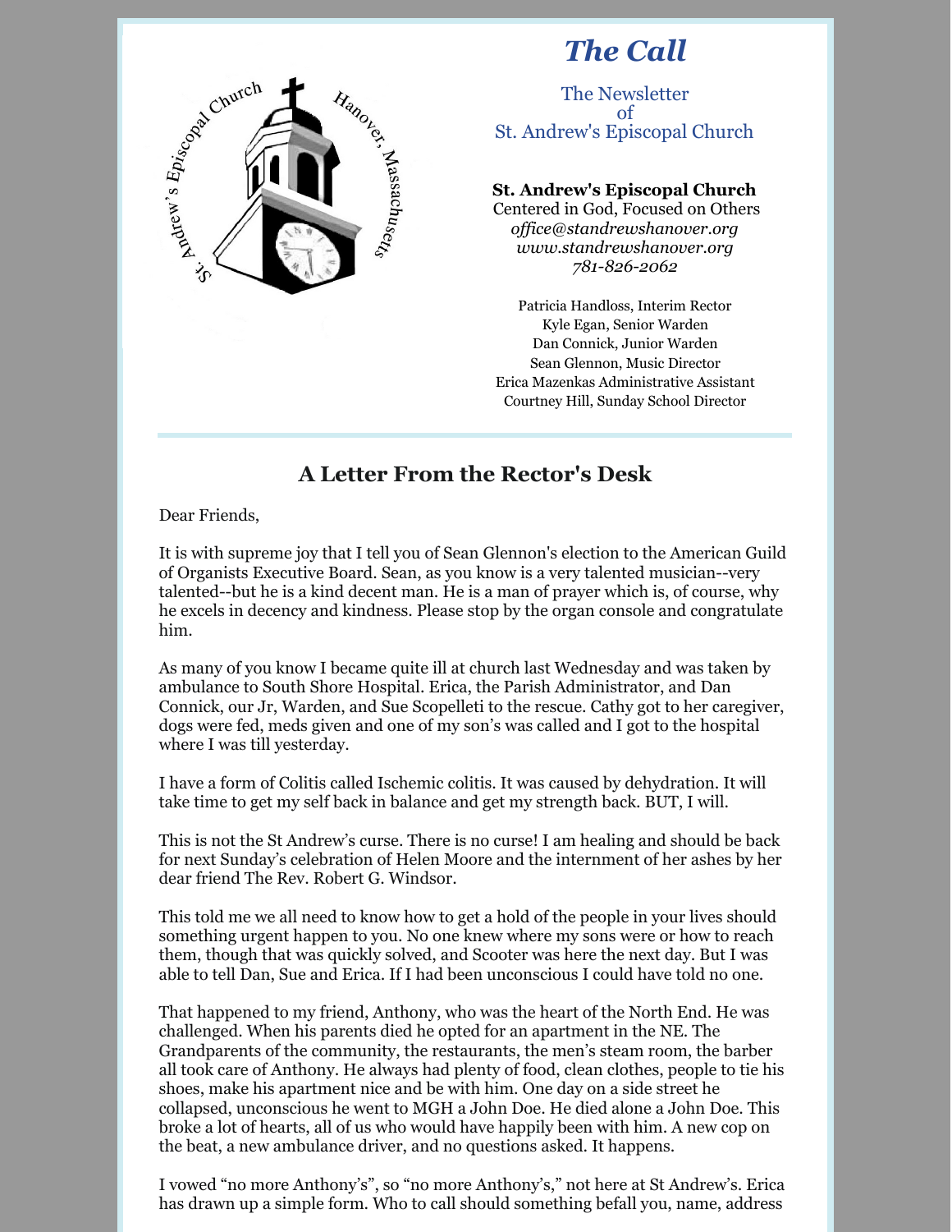# *The Call*

The Newsletter
of
St. Andrew's Episcopal Church

**St. Andrew's Episcopal Church**
Centered in God, Focused on Others
*office@standrewshanover.org*
*www.standrewshanover.org*
*781-826-2062*

Patricia Handloss, Interim Rector
Kyle Egan, Senior Warden
Dan Connick, Junior Warden
Sean Glennon, Music Director
Erica Mazenkas Administrative Assistant
Courtney Hill, Sunday School Director

## A Letter From the Rector's Desk

Dear Friends,

It is with supreme joy that I tell you of Sean Glennon's election to the American Guild of Organists Executive Board. Sean, as you know is a very talented musician--very talented--but he is a kind decent man. He is a man of prayer which is, of course, why he excels in decency and kindness. Please stop by the organ console and congratulate him.

As many of you know I became quite ill at church last Wednesday and was taken by ambulance to South Shore Hospital. Erica, the Parish Administrator, and Dan Connick, our Jr, Warden, and Sue Scopelleti to the rescue. Cathy got to her caregiver, dogs were fed, meds given and one of my son's was called and I got to the hospital where I was till yesterday.

I have a form of Colitis called Ischemic colitis. It was caused by dehydration. It will take time to get my self back in balance and get my strength back. BUT, I will.

This is not the St Andrew's curse. There is no curse! I am healing and should be back for next Sunday's celebration of Helen Moore and the internment of her ashes by her dear friend The Rev. Robert G. Windsor.

This told me we all need to know how to get a hold of the people in your lives should something urgent happen to you. No one knew where my sons were or how to reach them, though that was quickly solved, and Scooter was here the next day. But I was able to tell Dan, Sue and Erica. If I had been unconscious I could have told no one.

That happened to my friend, Anthony, who was the heart of the North End. He was challenged. When his parents died he opted for an apartment in the NE. The Grandparents of the community, the restaurants, the men's steam room, the barber all took care of Anthony. He always had plenty of food, clean clothes, people to tie his shoes, make his apartment nice and be with him. One day on a side street he collapsed, unconscious he went to MGH a John Doe. He died alone a John Doe. This broke a lot of hearts, all of us who would have happily been with him. A new cop on the beat, a new ambulance driver, and no questions asked. It happens.

I vowed "no more Anthony's", so "no more Anthony's," not here at St Andrew's. Erica has drawn up a simple form. Who to call should something befall you, name, address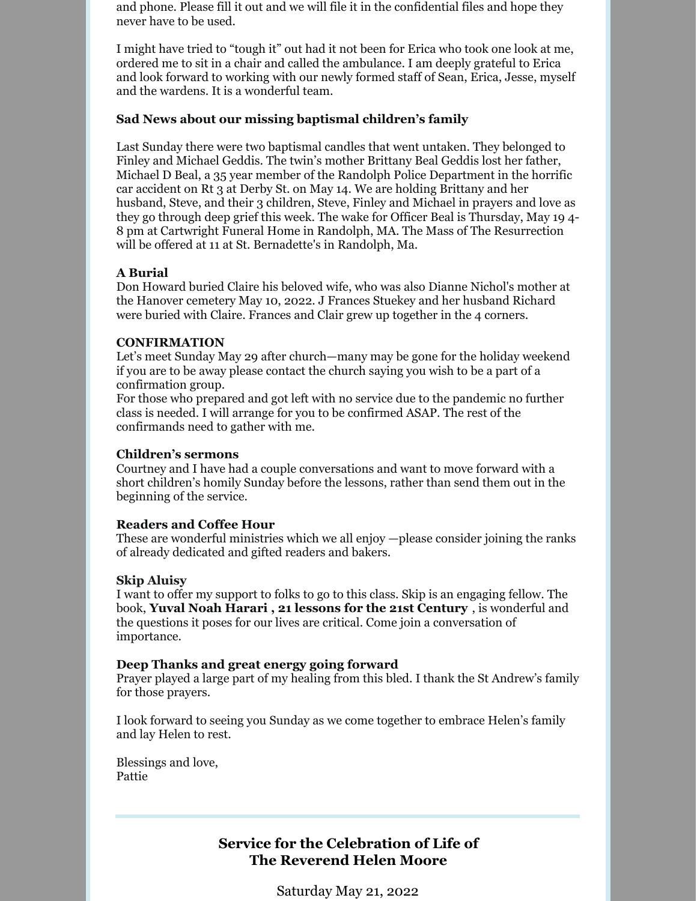and phone. Please fill it out and we will file it in the confidential files and hope they never have to be used.

I might have tried to "tough it" out had it not been for Erica who took one look at me, ordered me to sit in a chair and called the ambulance. I am deeply grateful to Erica and look forward to working with our newly formed staff of Sean, Erica, Jesse, myself and the wardens. It is a wonderful team.

**Sad News about our missing baptismal children's family**

Last Sunday there were two baptismal candles that went untaken. They belonged to Finley and Michael Geddis. The twin's mother Brittany Beal Geddis lost her father, Michael D Beal, a 35 year member of the Randolph Police Department in the horrific car accident on Rt 3 at Derby St. on May 14. We are holding Brittany and her husband, Steve, and their 3 children, Steve, Finley and Michael in prayers and love as they go through deep grief this week. The wake for Officer Beal is Thursday, May 19 4-8 pm at Cartwright Funeral Home in Randolph, MA. The Mass of The Resurrection will be offered at 11 at St. Bernadette's in Randolph, Ma.

**A Burial**
Don Howard buried Claire his beloved wife, who was also Dianne Nichol's mother at the Hanover cemetery May 10, 2022. J Frances Stuekey and her husband Richard were buried with Claire. Frances and Clair grew up together in the 4 corners.

**CONFIRMATION**
Let's meet Sunday May 29 after church—many may be gone for the holiday weekend if you are to be away please contact the church saying you wish to be a part of a confirmation group.
For those who prepared and got left with no service due to the pandemic no further class is needed. I will arrange for you to be confirmed ASAP. The rest of the confirmands need to gather with me.

**Children's sermons**
Courtney and I have had a couple conversations and want to move forward with a short children's homily Sunday before the lessons, rather than send them out in the beginning of the service.

**Readers and Coffee Hour**
These are wonderful ministries which we all enjoy —please consider joining the ranks of already dedicated and gifted readers and bakers.

**Skip Aluisy**
I want to offer my support to folks to go to this class. Skip is an engaging fellow. The book, **Yuval Noah Harari , 21 lessons for the 21st Century** , is wonderful and the questions it poses for our lives are critical. Come join a conversation of importance.

**Deep Thanks and great energy going forward**
Prayer played a large part of my healing from this bled. I thank the St Andrew's family for those prayers.

I look forward to seeing you Sunday as we come together to embrace Helen's family and lay Helen to rest.

Blessings and love,
Pattie

---

**Service for the Celebration of Life of**
**The Reverend Helen Moore**

Saturday May 21, 2022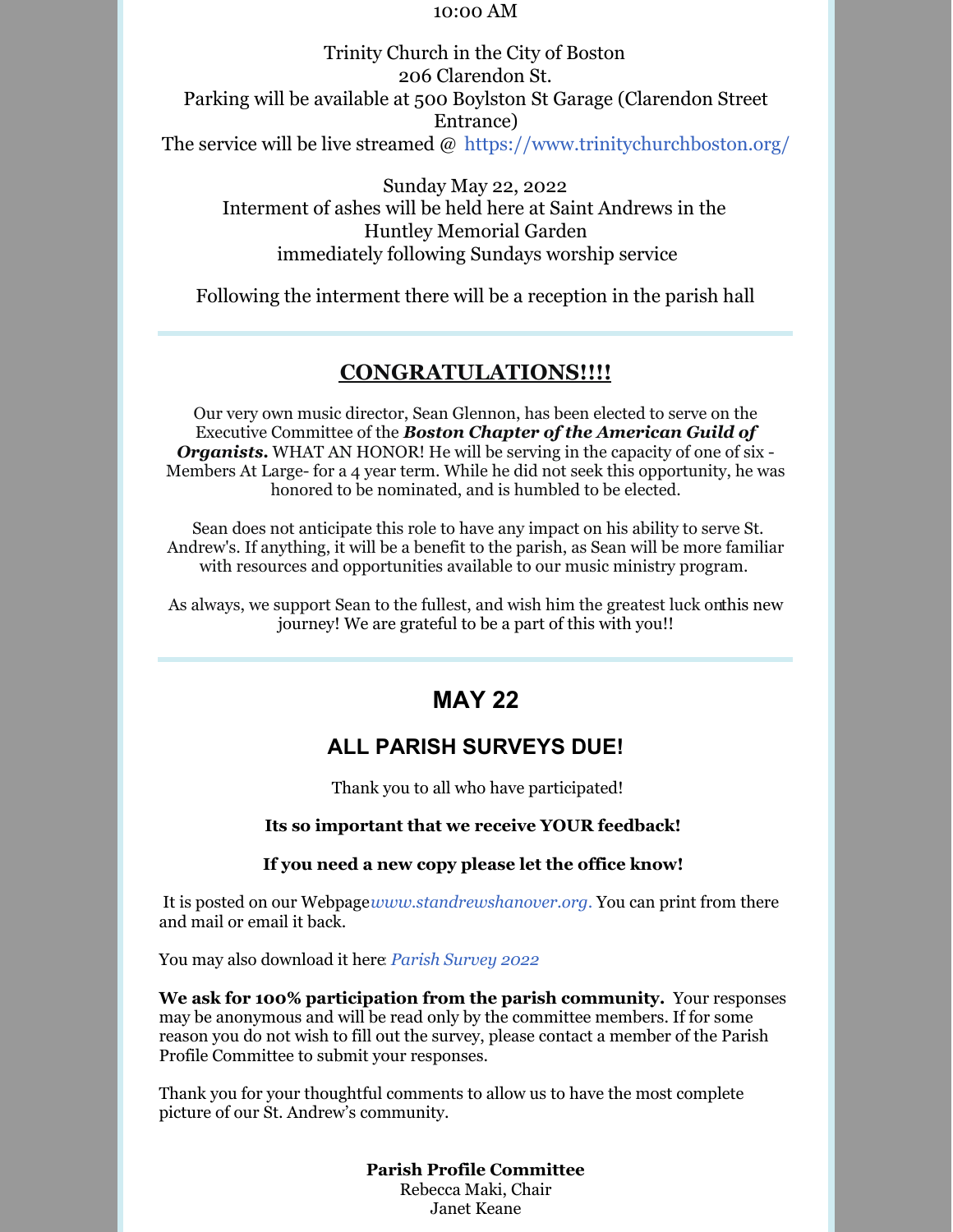10:00 AM

Trinity Church in the City of Boston
206 Clarendon St.
Parking will be available at 500 Boylston St Garage (Clarendon Street Entrance)
The service will be live streamed @ https://www.trinitychurchboston.org/

Sunday May 22, 2022
Interment of ashes will be held here at Saint Andrews in the Huntley Memorial Garden
immediately following Sundays worship service

Following the interment there will be a reception in the parish hall

---

## CONGRATULATIONS!!!!

Our very own music director, Sean Glennon, has been elected to serve on the Executive Committee of the ***Boston Chapter of the American Guild of Organists.*** WHAT AN HONOR! He will be serving in the capacity of one of six -Members At Large- for a 4 year term. While he did not seek this opportunity, he was honored to be nominated, and is humbled to be elected.

Sean does not anticipate this role to have any impact on his ability to serve St. Andrew's. If anything, it will be a benefit to the parish, as Sean will be more familiar with resources and opportunities available to our music ministry program.

As always, we support Sean to the fullest, and wish him the greatest luck onthis new journey! We are grateful to be a part of this with you!!

---

## MAY 22

### ALL PARISH SURVEYS DUE!

Thank you to all who have participated!

**Its so important that we receive YOUR feedback!**

**If you need a new copy please let the office know!**

It is posted on our Webpage*www.standrewshanover.org.* You can print from there and mail or email it back.

You may also download it here: *Parish Survey 2022*

**We ask for 100% participation from the parish community.** Your responses may be anonymous and will be read only by the committee members. If for some reason you do not wish to fill out the survey, please contact a member of the Parish Profile Committee to submit your responses.

Thank you for your thoughtful comments to allow us to have the most complete picture of our St. Andrew's community.

**Parish Profile Committee**
Rebecca Maki, Chair
Janet Keane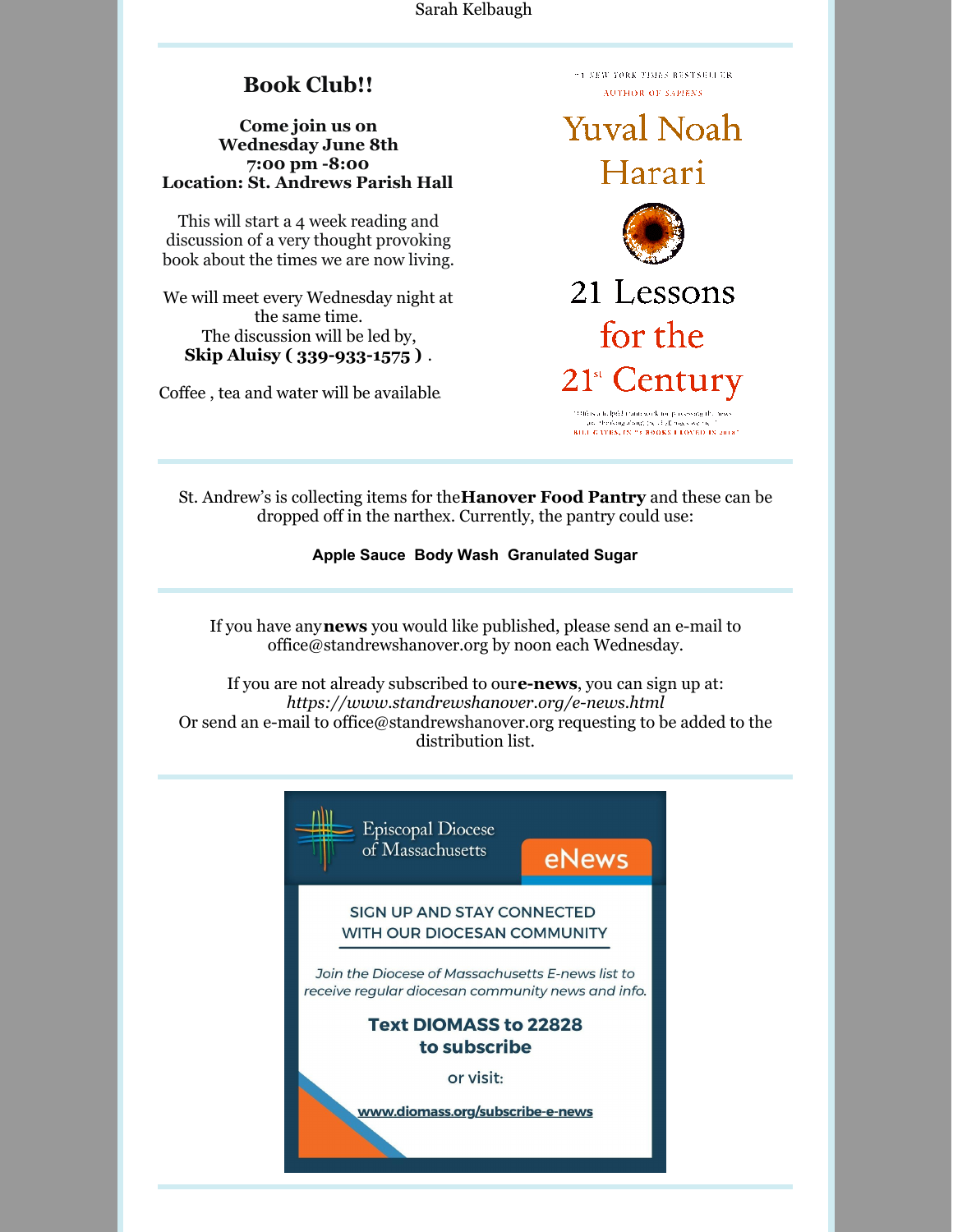Sarah Kelbaugh

## Book Club!!

**Come join us on**
**Wednesday June 8th**
**7:00 pm -8:00**
**Location: St. Andrews Parish Hall**

This will start a 4 week reading and discussion of a very thought provoking book about the times we are now living.

We will meet every Wednesday night at the same time.
The discussion will be led by,
**Skip Aluisy ( 339-933-1575 )** .

Coffee , tea and water will be available.

#1 NEW YORK TIMES BESTSELLER

AUTHOR OF *SAPIENS*

Yuval Noah Harari

21 Lessons for the 21st Century

"This is a helpful framework for processing the news and thinking about the challenges we face."
BILL GATES, IN "5 BOOKS I LOVED IN 2018"

---

St. Andrew's is collecting items for the **Hanover Food Pantry** and these can be dropped off in the narthex. Currently, the pantry could use:

**Apple Sauce Body Wash Granulated Sugar**

---

If you have any **news** you would like published, please send an e-mail to office@standrewshanover.org by noon each Wednesday.

If you are not already subscribed to our **e-news**, you can sign up at:
*https://www.standrewshanover.org/e-news.html*
Or send an e-mail to office@standrewshanover.org requesting to be added to the distribution list.

---

Episcopal Diocese of Massachusetts

eNews

SIGN UP AND STAY CONNECTED WITH OUR DIOCESAN COMMUNITY

*Join the Diocese of Massachusetts E-news list to receive regular diocesan community news and info.*

**Text DIOMASS to 22828 to subscribe**

or visit:

www.diomass.org/subscribe-e-news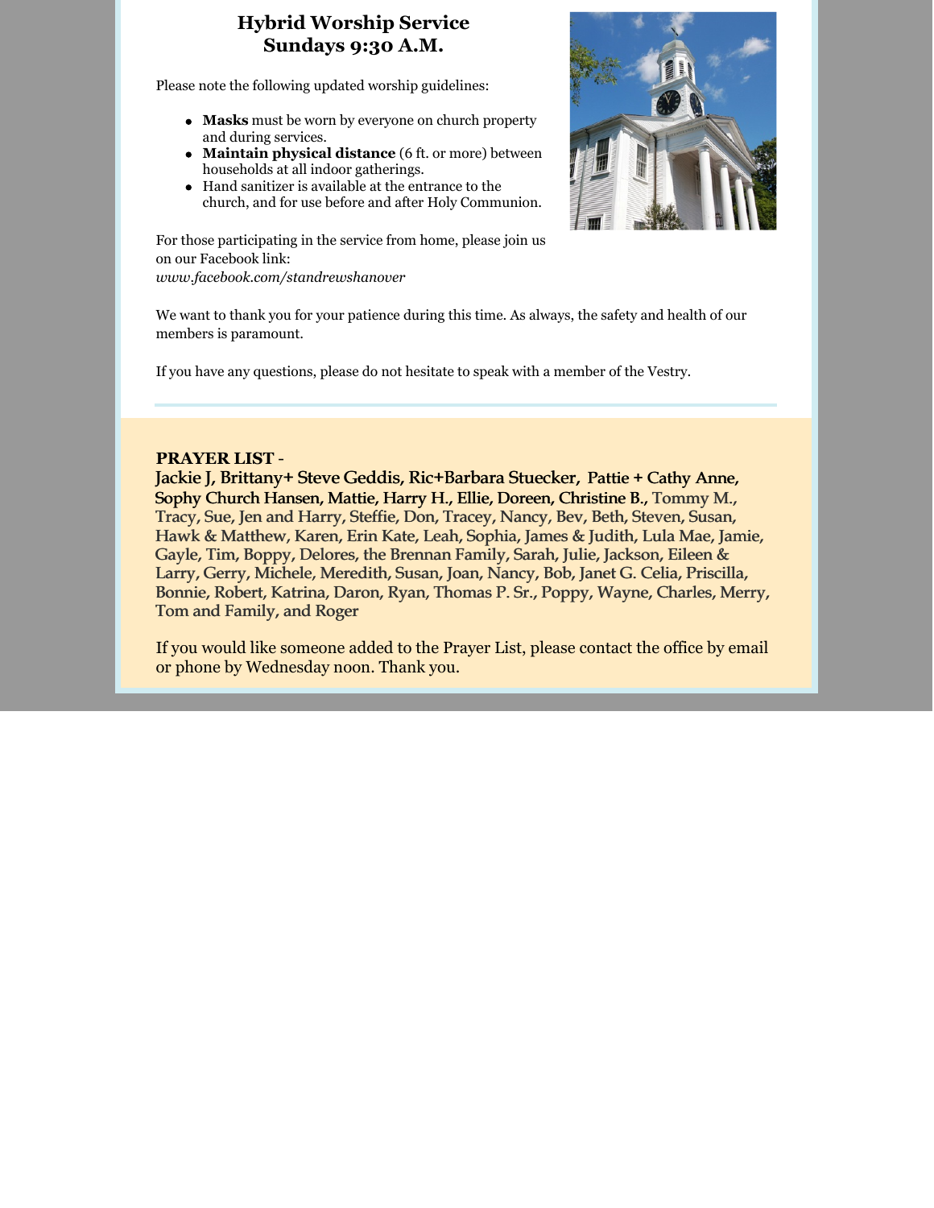## Hybrid Worship Service
## Sundays 9:30 A.M.

Please note the following updated worship guidelines:

- **Masks** must be worn by everyone on church property and during services.
- **Maintain physical distance** (6 ft. or more) between households at all indoor gatherings.
- Hand sanitizer is available at the entrance to the church, and for use before and after Holy Communion.

For those participating in the service from home, please join us on our Facebook link:
*www.facebook.com/standrewshanover*

We want to thank you for your patience during this time. As always, the safety and health of our members is paramount.

If you have any questions, please do not hesitate to speak with a member of the Vestry.

---

**PRAYER LIST** -
**Jackie J, Brittany+ Steve Geddis, Ric+Barbara Stuecker, Pattie + Cathy Anne, Sophy Church Hansen, Mattie, Harry H., Ellie, Doreen, Christine B., Tommy M., Tracy, Sue, Jen and Harry, Steffie, Don, Tracey, Nancy, Bev, Beth, Steven, Susan, Hawk & Matthew, Karen, Erin Kate, Leah, Sophia, James & Judith, Lula Mae, Jamie, Gayle, Tim, Boppy, Delores, the Brennan Family, Sarah, Julie, Jackson, Eileen & Larry, Gerry, Michele, Meredith, Susan, Joan, Nancy, Bob, Janet G. Celia, Priscilla, Bonnie, Robert, Katrina, Daron, Ryan, Thomas P. Sr., Poppy, Wayne, Charles, Merry, Tom and Family, and Roger**

If you would like someone added to the Prayer List, please contact the office by email or phone by Wednesday noon. Thank you.